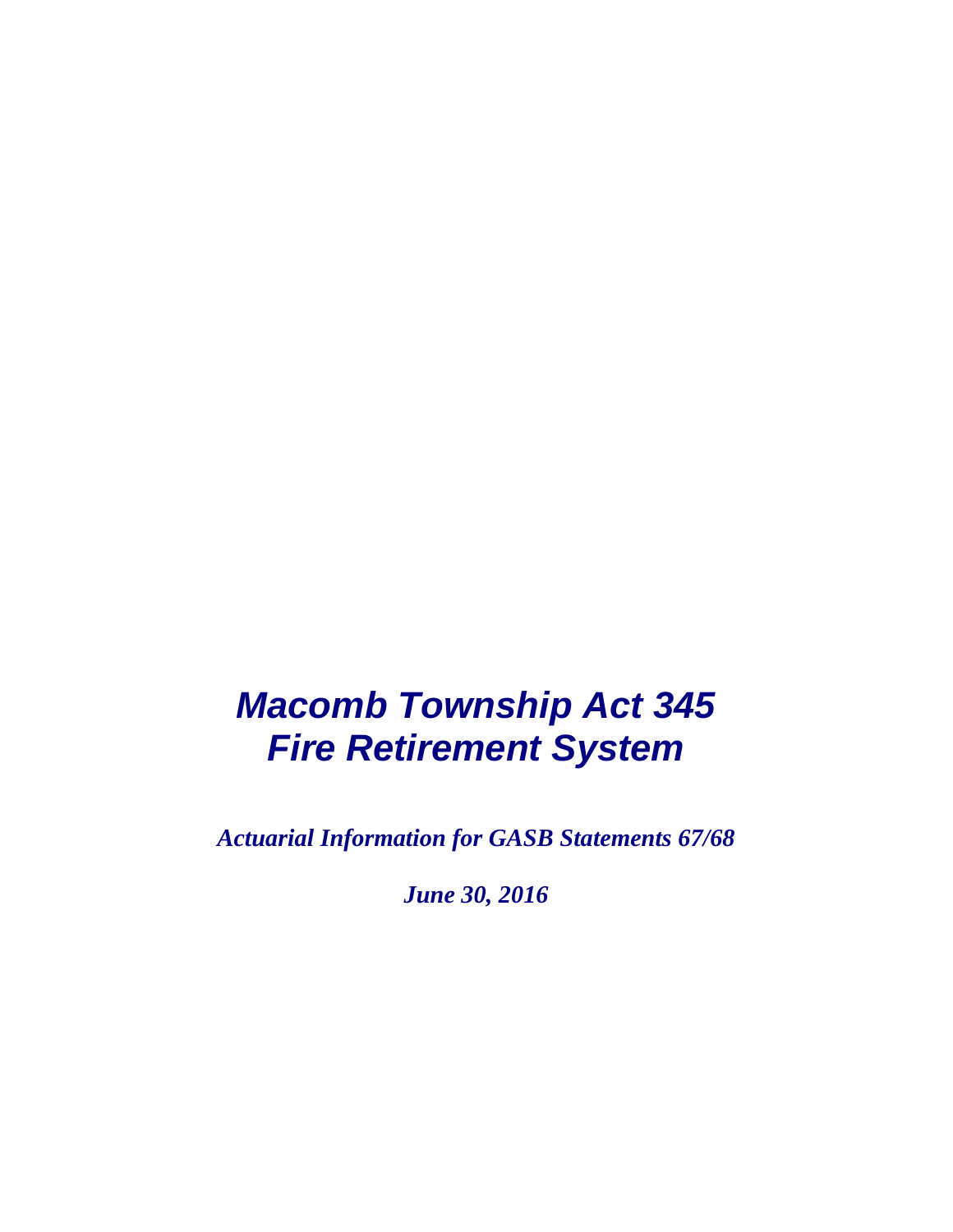# *Macomb Township Act 345 Fire Retirement System*

***Actuarial Information for GASB Statements 67/68***

***June 30, 2016***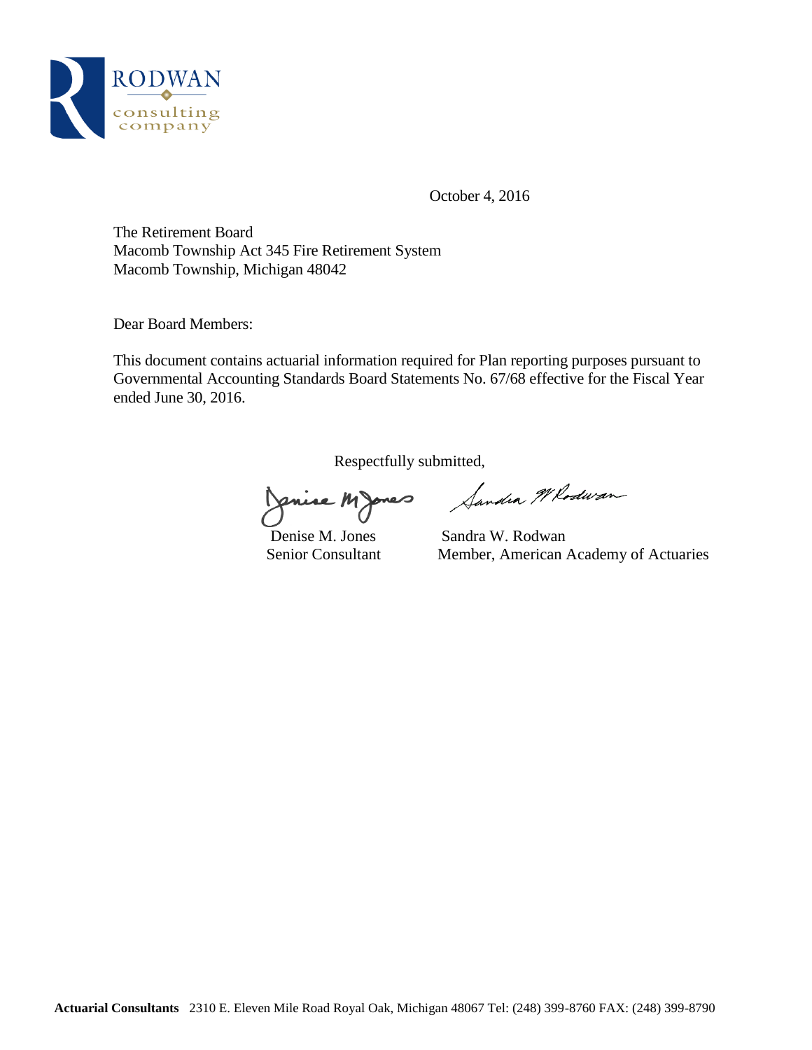RODWAN
consulting
company

October 4, 2016

The Retirement Board
Macomb Township Act 345 Fire Retirement System
Macomb Township, Michigan 48042

Dear Board Members:

This document contains actuarial information required for Plan reporting purposes pursuant to Governmental Accounting Standards Board Statements No. 67/68 effective for the Fiscal Year ended June 30, 2016.

Respectfully submitted,

Denise M. Jones
Senior Consultant

Sandra W. Rodwan
Member, American Academy of Actuaries

**Actuarial Consultants** 2310 E. Eleven Mile Road Royal Oak, Michigan 48067 Tel: (248) 399-8760 FAX: (248) 399-8790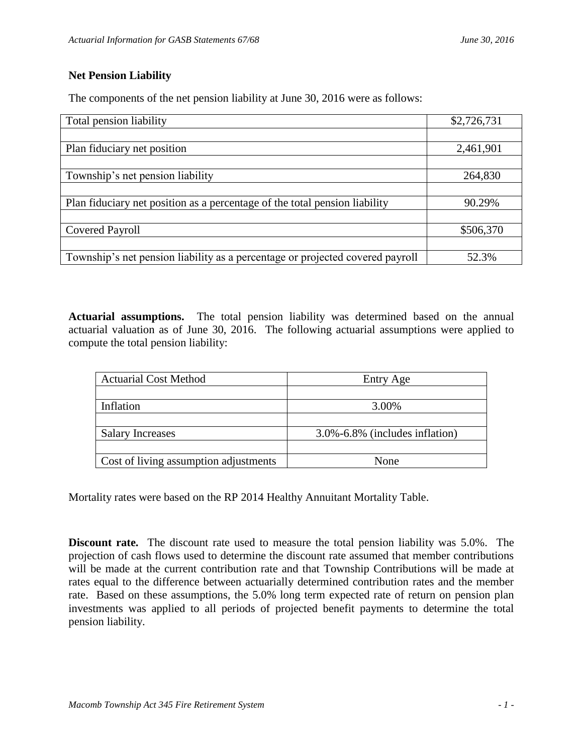## Net Pension Liability

The components of the net pension liability at June 30, 2016 were as follows:

| | |
|---|---|
| Total pension liability | $2,726,731 |
| Plan fiduciary net position | 2,461,901 |
| Township's net pension liability | 264,830 |
| Plan fiduciary net position as a percentage of the total pension liability | 90.29% |
| Covered Payroll | $506,370 |
| Township's net pension liability as a percentage or projected covered payroll | 52.3% |

**Actuarial assumptions.** The total pension liability was determined based on the annual actuarial valuation as of June 30, 2016. The following actuarial assumptions were applied to compute the total pension liability:

| | |
|---|---|
| Actuarial Cost Method | Entry Age |
| Inflation | 3.00% |
| Salary Increases | 3.0%-6.8% (includes inflation) |
| Cost of living assumption adjustments | None |

Mortality rates were based on the RP 2014 Healthy Annuitant Mortality Table.

**Discount rate.** The discount rate used to measure the total pension liability was 5.0%. The projection of cash flows used to determine the discount rate assumed that member contributions will be made at the current contribution rate and that Township Contributions will be made at rates equal to the difference between actuarially determined contribution rates and the member rate. Based on these assumptions, the 5.0% long term expected rate of return on pension plan investments was applied to all periods of projected benefit payments to determine the total pension liability.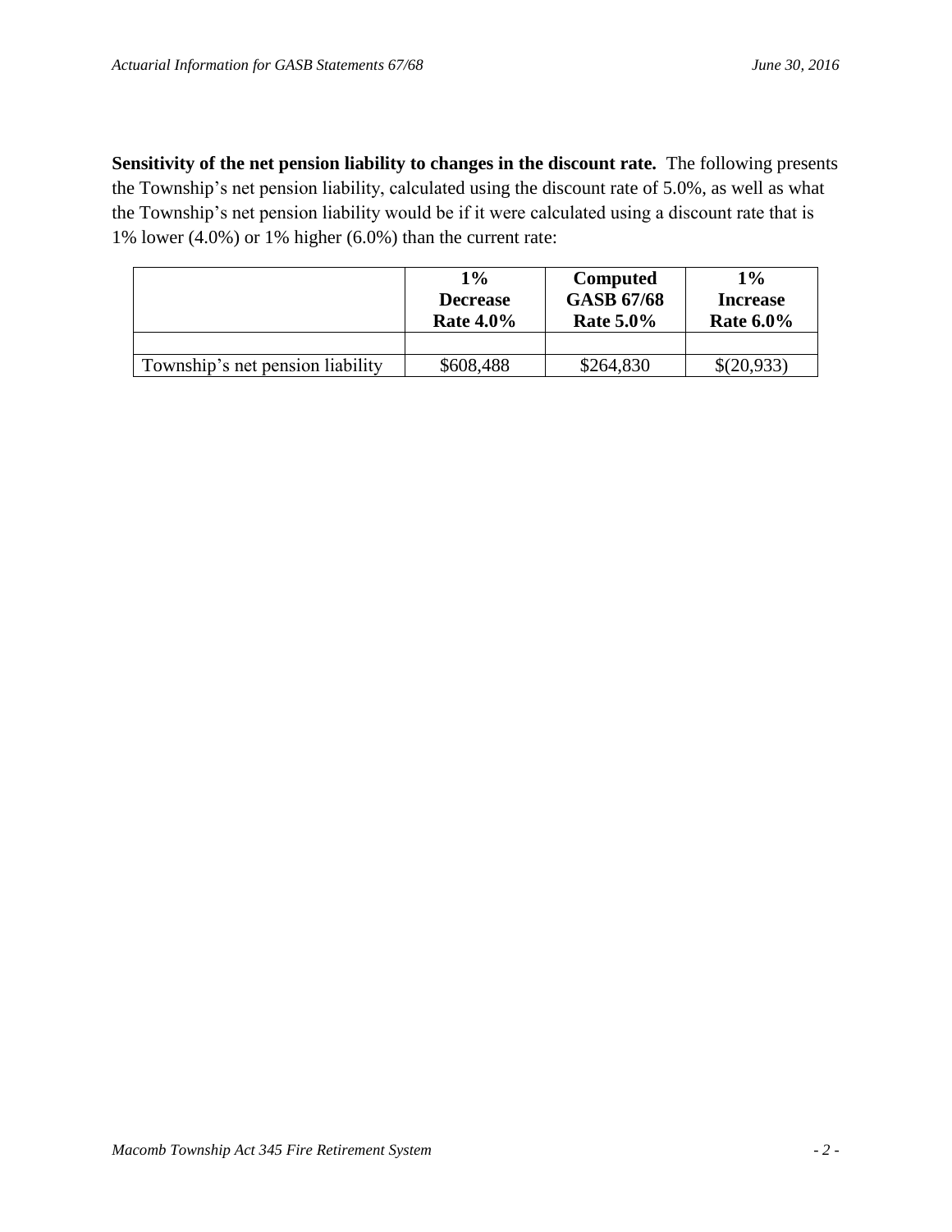**Sensitivity of the net pension liability to changes in the discount rate.** The following presents the Township's net pension liability, calculated using the discount rate of 5.0%, as well as what the Township's net pension liability would be if it were calculated using a discount rate that is 1% lower (4.0%) or 1% higher (6.0%) than the current rate:

| | **1% Decrease Rate 4.0%** | **Computed GASB 67/68 Rate 5.0%** | **1% Increase Rate 6.0%** |
|---|---|---|---|
| | | | |
| Township's net pension liability | $608,488 | $264,830 | $(20,933) |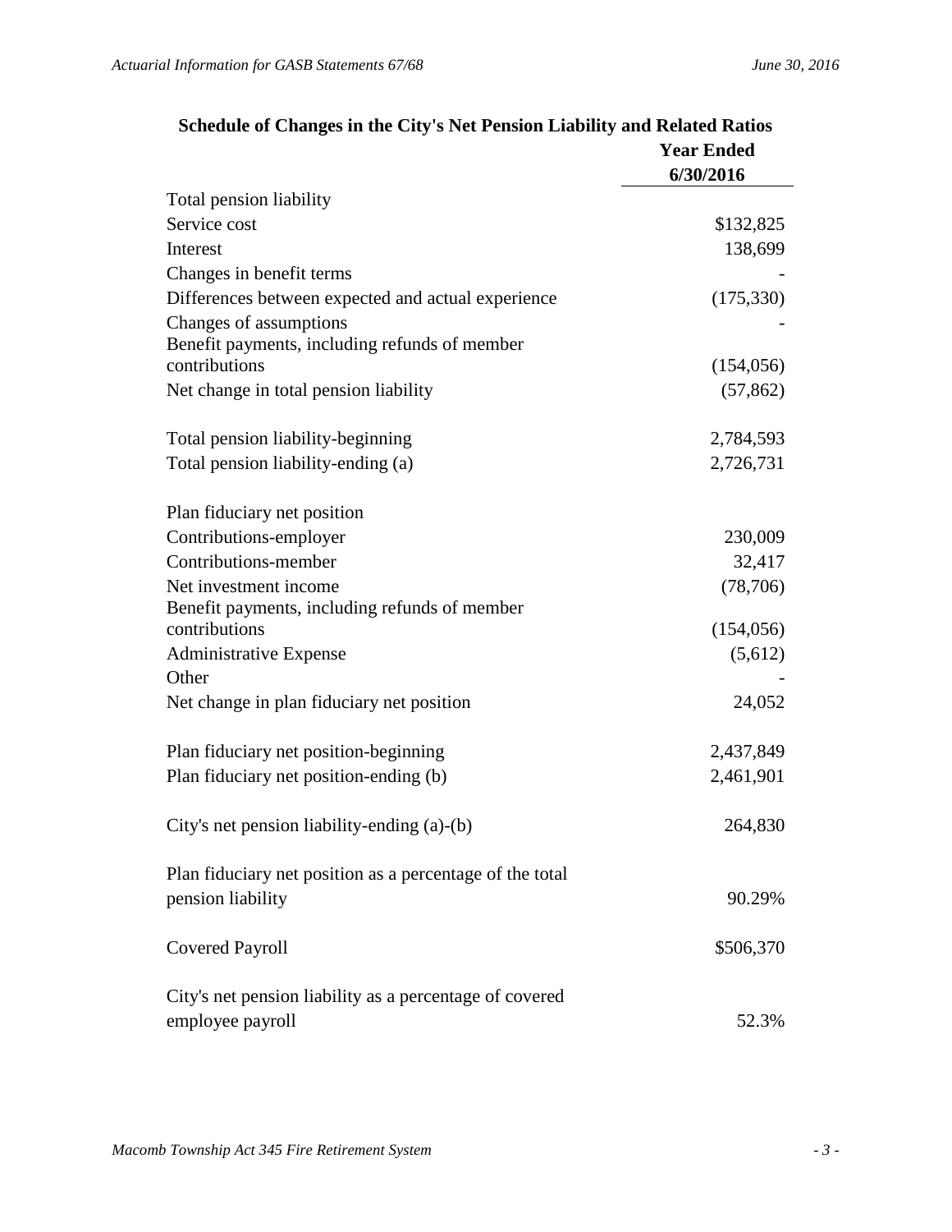## Schedule of Changes in the City's Net Pension Liability and Related Ratios

| | Year Ended 6/30/2016 |
|---|---|
| Total pension liability | |
| Service cost | $132,825 |
| Interest | 138,699 |
| Changes in benefit terms | - |
| Differences between expected and actual experience | (175,330) |
| Changes of assumptions | - |
| Benefit payments, including refunds of member contributions | (154,056) |
| Net change in total pension liability | (57,862) |
| | |
| Total pension liability-beginning | 2,784,593 |
| Total pension liability-ending (a) | 2,726,731 |
| | |
| Plan fiduciary net position | |
| Contributions-employer | 230,009 |
| Contributions-member | 32,417 |
| Net investment income | (78,706) |
| Benefit payments, including refunds of member contributions | (154,056) |
| Administrative Expense | (5,612) |
| Other | - |
| Net change in plan fiduciary net position | 24,052 |
| | |
| Plan fiduciary net position-beginning | 2,437,849 |
| Plan fiduciary net position-ending (b) | 2,461,901 |
| | |
| City's net pension liability-ending (a)-(b) | 264,830 |
| | |
| Plan fiduciary net position as a percentage of the total pension liability | 90.29% |
| | |
| Covered Payroll | $506,370 |
| | |
| City's net pension liability as a percentage of covered employee payroll | 52.3% |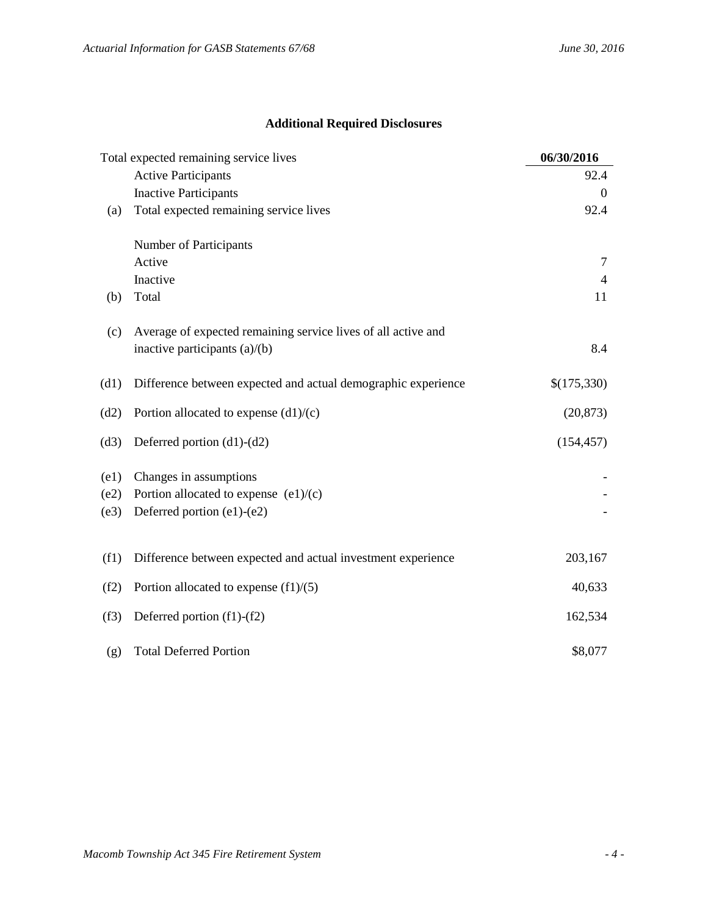## Additional Required Disclosures

| | Total expected remaining service lives | 06/30/2016 |
|---|---|---|
| | Active Participants | 92.4 |
| | Inactive Participants | 0 |
| (a) | Total expected remaining service lives | 92.4 |
| | | |
| | Number of Participants | |
| | Active | 7 |
| | Inactive | 4 |
| (b) | Total | 11 |
| | | |
| (c) | Average of expected remaining service lives of all active and inactive participants (a)/(b) | 8.4 |
| | | |
| (d1) | Difference between expected and actual demographic experience | $(175,330) |
| (d2) | Portion allocated to expense (d1)/(c) | (20,873) |
| (d3) | Deferred portion (d1)-(d2) | (154,457) |
| | | |
| (e1) | Changes in assumptions | - |
| (e2) | Portion allocated to expense (e1)/(c) | - |
| (e3) | Deferred portion (e1)-(e2) | - |
| | | |
| (f1) | Difference between expected and actual investment experience | 203,167 |
| (f2) | Portion allocated to expense (f1)/(5) | 40,633 |
| (f3) | Deferred portion (f1)-(f2) | 162,534 |
| | | |
| (g) | Total Deferred Portion | $8,077 |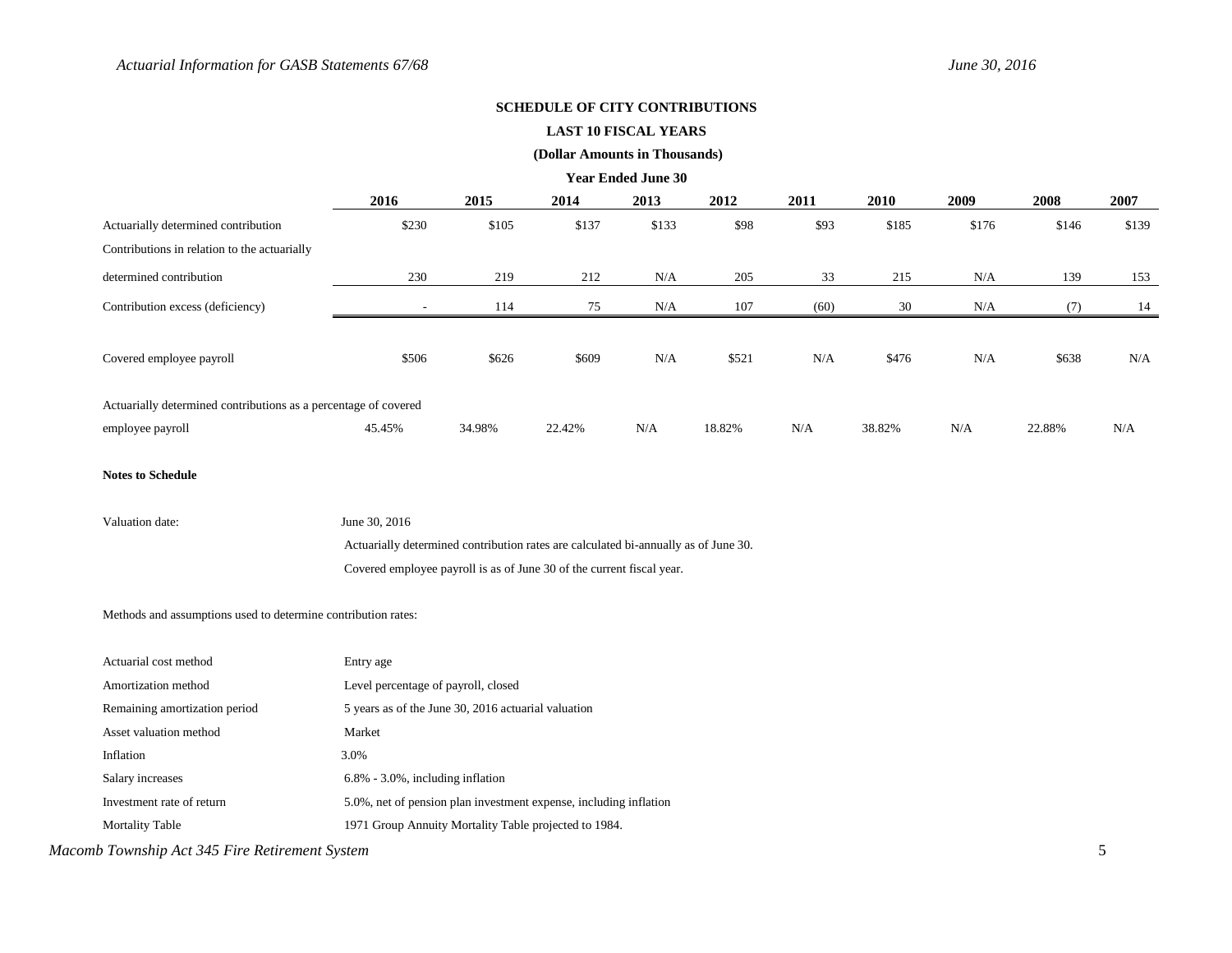**SCHEDULE OF CITY CONTRIBUTIONS**

**LAST 10 FISCAL YEARS**

**(Dollar Amounts in Thousands)**

**Year Ended June 30**

| | 2016 | 2015 | 2014 | 2013 | 2012 | 2011 | 2010 | 2009 | 2008 | 2007 |
|---|---|---|---|---|---|---|---|---|---|---|
| Actuarially determined contribution | $230 | $105 | $137 | $133 | $98 | $93 | $185 | $176 | $146 | $139 |
| Contributions in relation to the actuarially determined contribution | 230 | 219 | 212 | N/A | 205 | 33 | 215 | N/A | 139 | 153 |
| Contribution excess (deficiency) | - | 114 | 75 | N/A | 107 | (60) | 30 | N/A | (7) | 14 |
| Covered employee payroll | $506 | $626 | $609 | N/A | $521 | N/A | $476 | N/A | $638 | N/A |
| Actuarially determined contributions as a percentage of covered employee payroll | 45.45% | 34.98% | 22.42% | N/A | 18.82% | N/A | 38.82% | N/A | 22.88% | N/A |

**Notes to Schedule**

| | |
|---|---|
| Valuation date: | June 30, 2016 |
| | Actuarially determined contribution rates are calculated bi-annually as of June 30. |
| | Covered employee payroll is as of June 30 of the current fiscal year. |

Methods and assumptions used to determine contribution rates:

| | |
|---|---|
| Actuarial cost method | Entry age |
| Amortization method | Level percentage of payroll, closed |
| Remaining amortization period | 5 years as of the June 30, 2016 actuarial valuation |
| Asset valuation method | Market |
| Inflation | 3.0% |
| Salary increases | 6.8% - 3.0%, including inflation |
| Investment rate of return | 5.0%, net of pension plan investment expense, including inflation |
| Mortality Table | 1971 Group Annuity Mortality Table projected to 1984. |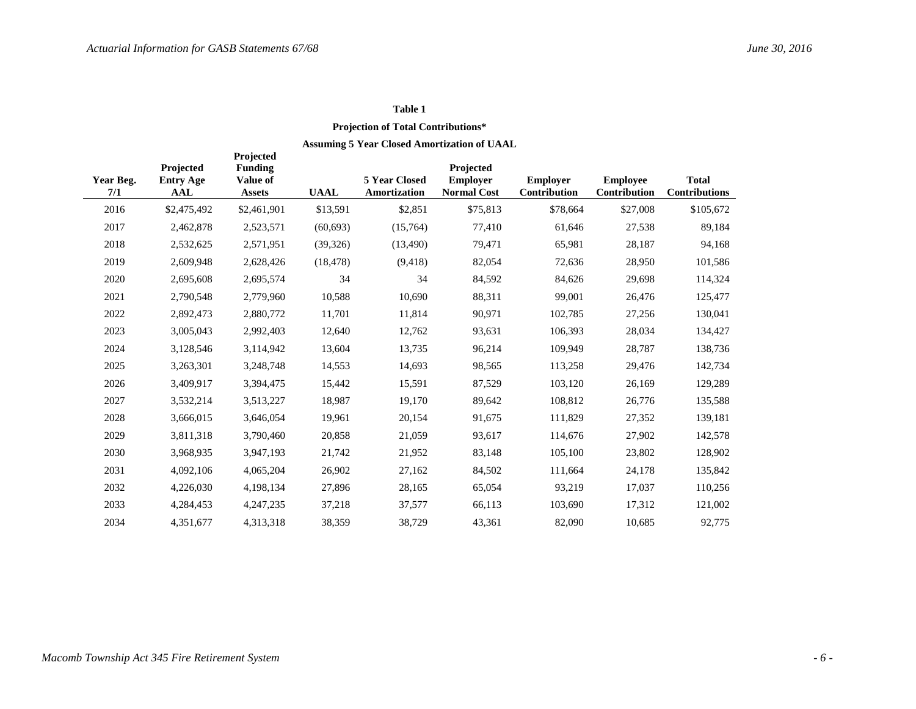**Table 1**

**Projection of Total Contributions***

**Assuming 5 Year Closed Amortization of UAAL**

| Year Beg. 7/1 | Projected Entry Age AAL | Projected Funding Value of Assets | UAAL | 5 Year Closed Amortization | Projected Employer Normal Cost | Employer Contribution | Employee Contribution | Total Contributions |
|---|---|---|---|---|---|---|---|---|
| 2016 | $2,475,492 | $2,461,901 | $13,591 | $2,851 | $75,813 | $78,664 | $27,008 | $105,672 |
| 2017 | 2,462,878 | 2,523,571 | (60,693) | (15,764) | 77,410 | 61,646 | 27,538 | 89,184 |
| 2018 | 2,532,625 | 2,571,951 | (39,326) | (13,490) | 79,471 | 65,981 | 28,187 | 94,168 |
| 2019 | 2,609,948 | 2,628,426 | (18,478) | (9,418) | 82,054 | 72,636 | 28,950 | 101,586 |
| 2020 | 2,695,608 | 2,695,574 | 34 | 34 | 84,592 | 84,626 | 29,698 | 114,324 |
| 2021 | 2,790,548 | 2,779,960 | 10,588 | 10,690 | 88,311 | 99,001 | 26,476 | 125,477 |
| 2022 | 2,892,473 | 2,880,772 | 11,701 | 11,814 | 90,971 | 102,785 | 27,256 | 130,041 |
| 2023 | 3,005,043 | 2,992,403 | 12,640 | 12,762 | 93,631 | 106,393 | 28,034 | 134,427 |
| 2024 | 3,128,546 | 3,114,942 | 13,604 | 13,735 | 96,214 | 109,949 | 28,787 | 138,736 |
| 2025 | 3,263,301 | 3,248,748 | 14,553 | 14,693 | 98,565 | 113,258 | 29,476 | 142,734 |
| 2026 | 3,409,917 | 3,394,475 | 15,442 | 15,591 | 87,529 | 103,120 | 26,169 | 129,289 |
| 2027 | 3,532,214 | 3,513,227 | 18,987 | 19,170 | 89,642 | 108,812 | 26,776 | 135,588 |
| 2028 | 3,666,015 | 3,646,054 | 19,961 | 20,154 | 91,675 | 111,829 | 27,352 | 139,181 |
| 2029 | 3,811,318 | 3,790,460 | 20,858 | 21,059 | 93,617 | 114,676 | 27,902 | 142,578 |
| 2030 | 3,968,935 | 3,947,193 | 21,742 | 21,952 | 83,148 | 105,100 | 23,802 | 128,902 |
| 2031 | 4,092,106 | 4,065,204 | 26,902 | 27,162 | 84,502 | 111,664 | 24,178 | 135,842 |
| 2032 | 4,226,030 | 4,198,134 | 27,896 | 28,165 | 65,054 | 93,219 | 17,037 | 110,256 |
| 2033 | 4,284,453 | 4,247,235 | 37,218 | 37,577 | 66,113 | 103,690 | 17,312 | 121,002 |
| 2034 | 4,351,677 | 4,313,318 | 38,359 | 38,729 | 43,361 | 82,090 | 10,685 | 92,775 |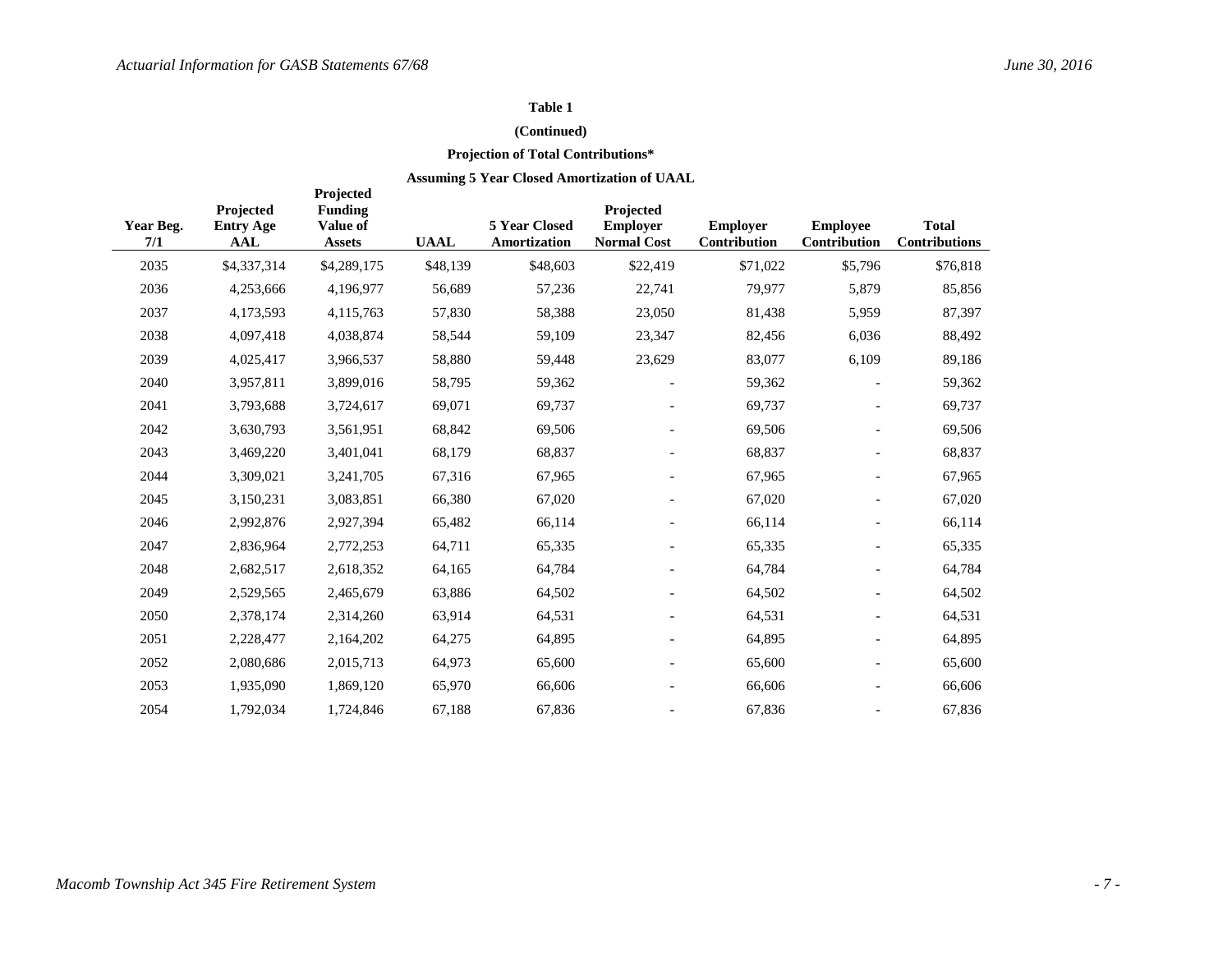**Table 1**

**(Continued)**

**Projection of Total Contributions***

**Assuming 5 Year Closed Amortization of UAAL**

| Year Beg. 7/1 | Projected Entry Age AAL | Projected Funding Value of Assets | UAAL | 5 Year Closed Amortization | Projected Employer Normal Cost | Employer Contribution | Employee Contribution | Total Contributions |
|---|---|---|---|---|---|---|---|---|
| 2035 | $4,337,314 | $4,289,175 | $48,139 | $48,603 | $22,419 | $71,022 | $5,796 | $76,818 |
| 2036 | 4,253,666 | 4,196,977 | 56,689 | 57,236 | 22,741 | 79,977 | 5,879 | 85,856 |
| 2037 | 4,173,593 | 4,115,763 | 57,830 | 58,388 | 23,050 | 81,438 | 5,959 | 87,397 |
| 2038 | 4,097,418 | 4,038,874 | 58,544 | 59,109 | 23,347 | 82,456 | 6,036 | 88,492 |
| 2039 | 4,025,417 | 3,966,537 | 58,880 | 59,448 | 23,629 | 83,077 | 6,109 | 89,186 |
| 2040 | 3,957,811 | 3,899,016 | 58,795 | 59,362 | - | 59,362 | - | 59,362 |
| 2041 | 3,793,688 | 3,724,617 | 69,071 | 69,737 | - | 69,737 | - | 69,737 |
| 2042 | 3,630,793 | 3,561,951 | 68,842 | 69,506 | - | 69,506 | - | 69,506 |
| 2043 | 3,469,220 | 3,401,041 | 68,179 | 68,837 | - | 68,837 | - | 68,837 |
| 2044 | 3,309,021 | 3,241,705 | 67,316 | 67,965 | - | 67,965 | - | 67,965 |
| 2045 | 3,150,231 | 3,083,851 | 66,380 | 67,020 | - | 67,020 | - | 67,020 |
| 2046 | 2,992,876 | 2,927,394 | 65,482 | 66,114 | - | 66,114 | - | 66,114 |
| 2047 | 2,836,964 | 2,772,253 | 64,711 | 65,335 | - | 65,335 | - | 65,335 |
| 2048 | 2,682,517 | 2,618,352 | 64,165 | 64,784 | - | 64,784 | - | 64,784 |
| 2049 | 2,529,565 | 2,465,679 | 63,886 | 64,502 | - | 64,502 | - | 64,502 |
| 2050 | 2,378,174 | 2,314,260 | 63,914 | 64,531 | - | 64,531 | - | 64,531 |
| 2051 | 2,228,477 | 2,164,202 | 64,275 | 64,895 | - | 64,895 | - | 64,895 |
| 2052 | 2,080,686 | 2,015,713 | 64,973 | 65,600 | - | 65,600 | - | 65,600 |
| 2053 | 1,935,090 | 1,869,120 | 65,970 | 66,606 | - | 66,606 | - | 66,606 |
| 2054 | 1,792,034 | 1,724,846 | 67,188 | 67,836 | - | 67,836 | - | 67,836 |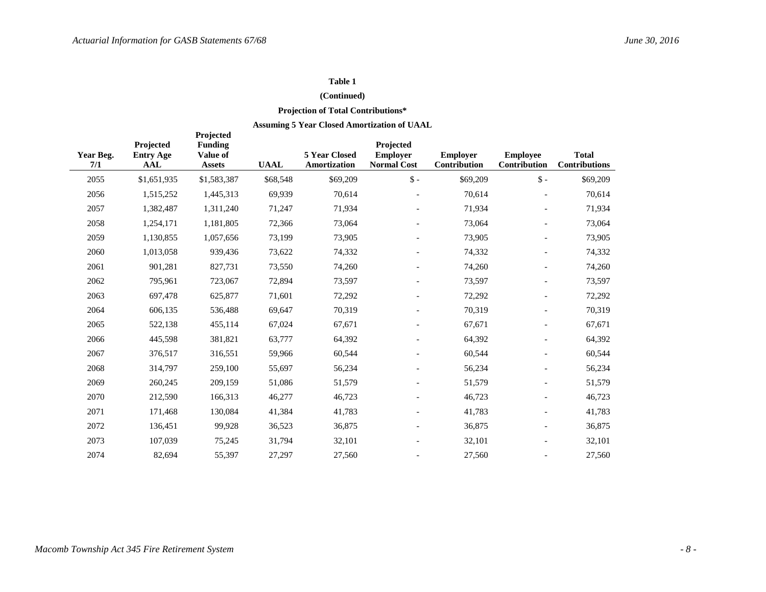### Table 1

### (Continued)

### Projection of Total Contributions*

### Assuming 5 Year Closed Amortization of UAAL

| Year Beg. 7/1 | Projected Entry Age AAL | Projected Funding Value of Assets | UAAL | 5 Year Closed Amortization | Projected Employer Normal Cost | Employer Contribution | Employee Contribution | Total Contributions |
|---|---|---|---|---|---|---|---|---|
| 2055 | $1,651,935 | $1,583,387 | $68,548 | $69,209 | $ - | $69,209 | $ - | $69,209 |
| 2056 | 1,515,252 | 1,445,313 | 69,939 | 70,614 | - | 70,614 | - | 70,614 |
| 2057 | 1,382,487 | 1,311,240 | 71,247 | 71,934 | - | 71,934 | - | 71,934 |
| 2058 | 1,254,171 | 1,181,805 | 72,366 | 73,064 | - | 73,064 | - | 73,064 |
| 2059 | 1,130,855 | 1,057,656 | 73,199 | 73,905 | - | 73,905 | - | 73,905 |
| 2060 | 1,013,058 | 939,436 | 73,622 | 74,332 | - | 74,332 | - | 74,332 |
| 2061 | 901,281 | 827,731 | 73,550 | 74,260 | - | 74,260 | - | 74,260 |
| 2062 | 795,961 | 723,067 | 72,894 | 73,597 | - | 73,597 | - | 73,597 |
| 2063 | 697,478 | 625,877 | 71,601 | 72,292 | - | 72,292 | - | 72,292 |
| 2064 | 606,135 | 536,488 | 69,647 | 70,319 | - | 70,319 | - | 70,319 |
| 2065 | 522,138 | 455,114 | 67,024 | 67,671 | - | 67,671 | - | 67,671 |
| 2066 | 445,598 | 381,821 | 63,777 | 64,392 | - | 64,392 | - | 64,392 |
| 2067 | 376,517 | 316,551 | 59,966 | 60,544 | - | 60,544 | - | 60,544 |
| 2068 | 314,797 | 259,100 | 55,697 | 56,234 | - | 56,234 | - | 56,234 |
| 2069 | 260,245 | 209,159 | 51,086 | 51,579 | - | 51,579 | - | 51,579 |
| 2070 | 212,590 | 166,313 | 46,277 | 46,723 | - | 46,723 | - | 46,723 |
| 2071 | 171,468 | 130,084 | 41,384 | 41,783 | - | 41,783 | - | 41,783 |
| 2072 | 136,451 | 99,928 | 36,523 | 36,875 | - | 36,875 | - | 36,875 |
| 2073 | 107,039 | 75,245 | 31,794 | 32,101 | - | 32,101 | - | 32,101 |
| 2074 | 82,694 | 55,397 | 27,297 | 27,560 | - | 27,560 | - | 27,560 |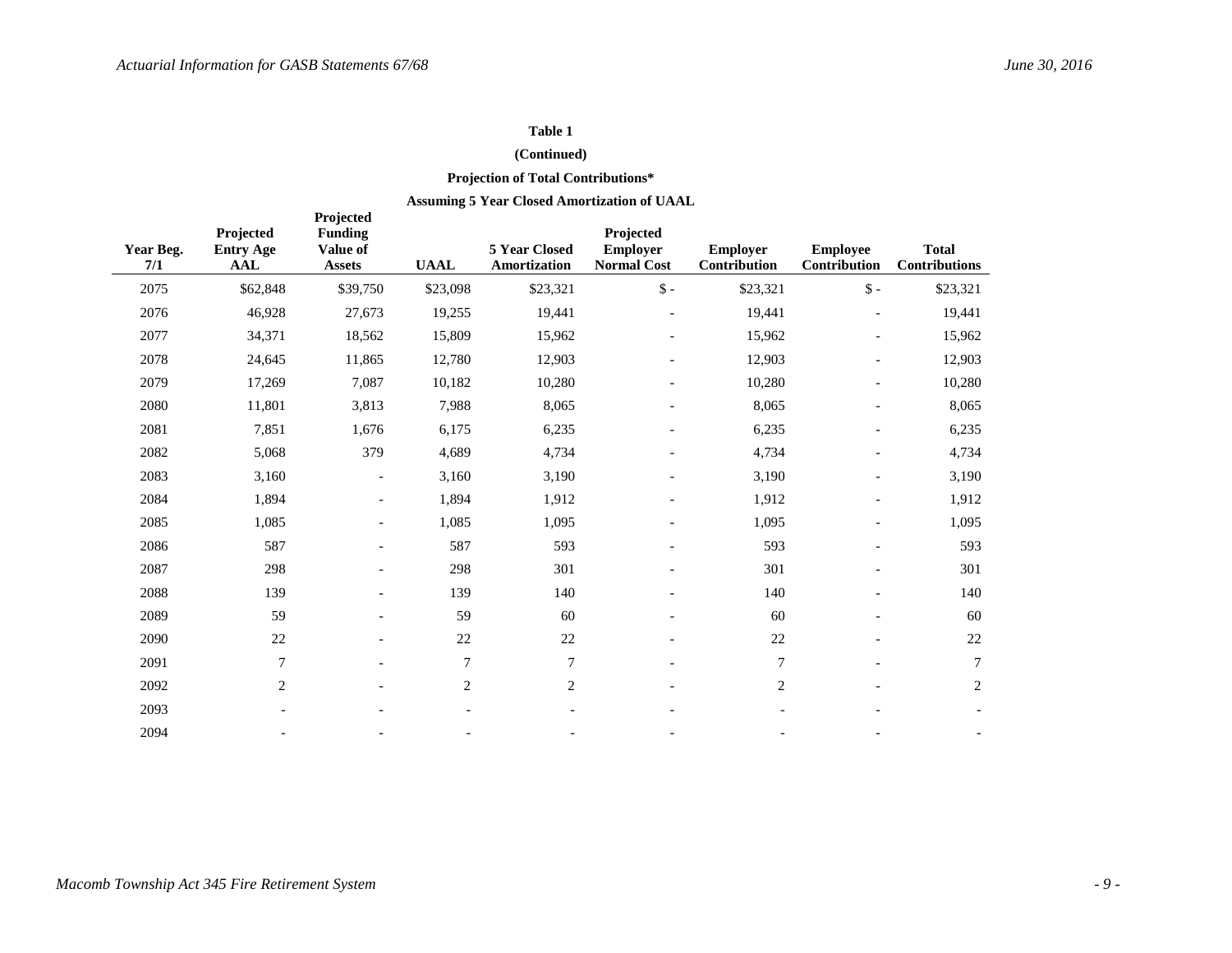**Table 1**

**(Continued)**

**Projection of Total Contributions***

**Assuming 5 Year Closed Amortization of UAAL**

| Year Beg. 7/1 | Projected Entry Age AAL | Projected Funding Value of Assets | UAAL | 5 Year Closed Amortization | Projected Employer Normal Cost | Employer Contribution | Employee Contribution | Total Contributions |
|---|---|---|---|---|---|---|---|---|
| 2075 | $62,848 | $39,750 | $23,098 | $23,321 | $ - | $23,321 | $ - | $23,321 |
| 2076 | 46,928 | 27,673 | 19,255 | 19,441 | - | 19,441 | - | 19,441 |
| 2077 | 34,371 | 18,562 | 15,809 | 15,962 | - | 15,962 | - | 15,962 |
| 2078 | 24,645 | 11,865 | 12,780 | 12,903 | - | 12,903 | - | 12,903 |
| 2079 | 17,269 | 7,087 | 10,182 | 10,280 | - | 10,280 | - | 10,280 |
| 2080 | 11,801 | 3,813 | 7,988 | 8,065 | - | 8,065 | - | 8,065 |
| 2081 | 7,851 | 1,676 | 6,175 | 6,235 | - | 6,235 | - | 6,235 |
| 2082 | 5,068 | 379 | 4,689 | 4,734 | - | 4,734 | - | 4,734 |
| 2083 | 3,160 | - | 3,160 | 3,190 | - | 3,190 | - | 3,190 |
| 2084 | 1,894 | - | 1,894 | 1,912 | - | 1,912 | - | 1,912 |
| 2085 | 1,085 | - | 1,085 | 1,095 | - | 1,095 | - | 1,095 |
| 2086 | 587 | - | 587 | 593 | - | 593 | - | 593 |
| 2087 | 298 | - | 298 | 301 | - | 301 | - | 301 |
| 2088 | 139 | - | 139 | 140 | - | 140 | - | 140 |
| 2089 | 59 | - | 59 | 60 | - | 60 | - | 60 |
| 2090 | 22 | - | 22 | 22 | - | 22 | - | 22 |
| 2091 | 7 | - | 7 | 7 | - | 7 | - | 7 |
| 2092 | 2 | - | 2 | 2 | - | 2 | - | 2 |
| 2093 | - | - | - | - | - | - | - | - |
| 2094 | - | - | - | - | - | - | - | - |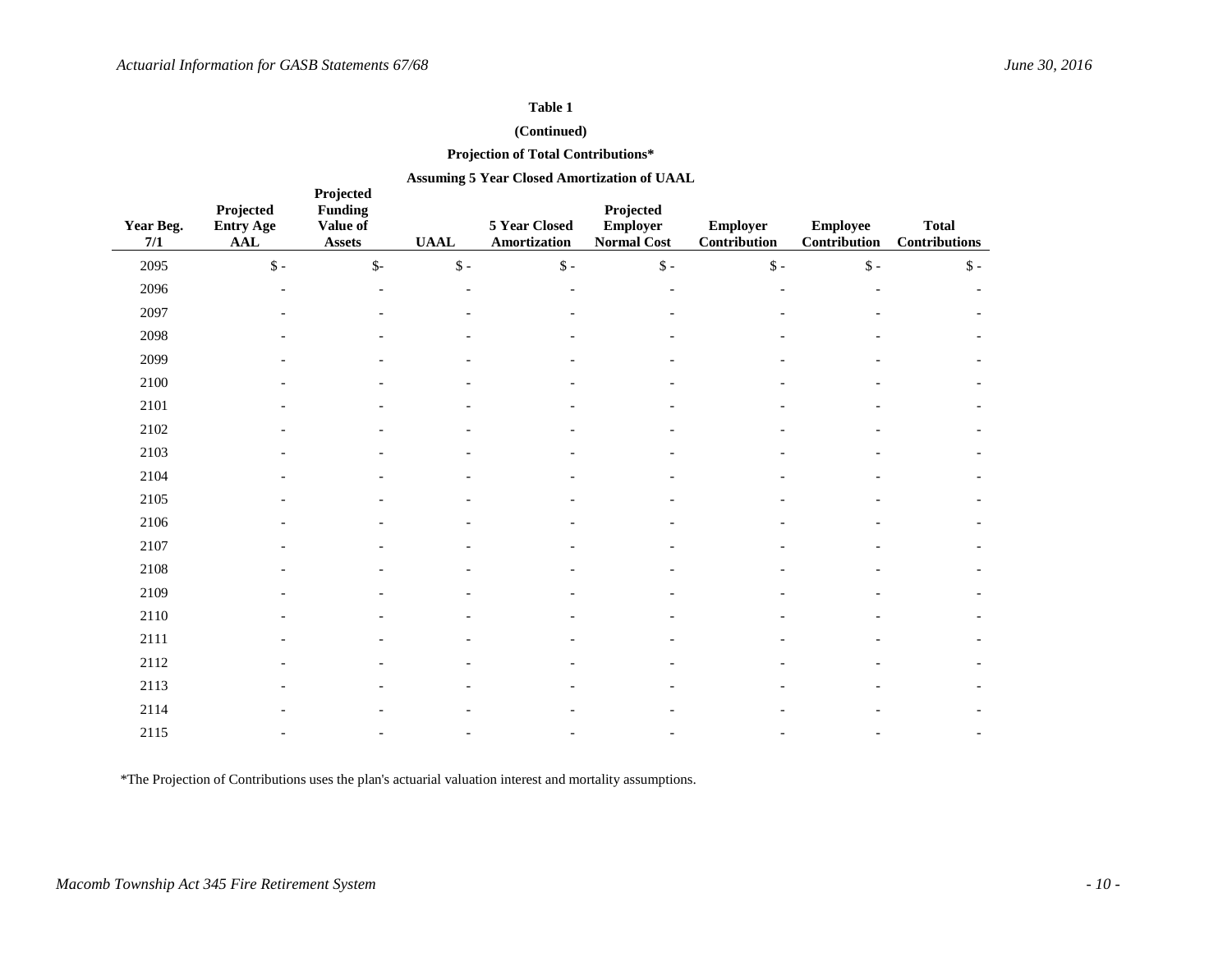**Table 1**

**(Continued)**

**Projection of Total Contributions***

**Assuming 5 Year Closed Amortization of UAAL**

| Year Beg. 7/1 | Projected Entry Age AAL | Projected Funding Value of Assets | UAAL | 5 Year Closed Amortization | Projected Employer Normal Cost | Employer Contribution | Employee Contribution | Total Contributions |
|---|---|---|---|---|---|---|---|---|
| 2095 | $ - | $- | $ - | $ - | $ - | $ - | $ - | $ - |
| 2096 | - | - | - | - | - | - | - | - |
| 2097 | - | - | - | - | - | - | - | - |
| 2098 | - | - | - | - | - | - | - | - |
| 2099 | - | - | - | - | - | - | - | - |
| 2100 | - | - | - | - | - | - | - | - |
| 2101 | - | - | - | - | - | - | - | - |
| 2102 | - | - | - | - | - | - | - | - |
| 2103 | - | - | - | - | - | - | - | - |
| 2104 | - | - | - | - | - | - | - | - |
| 2105 | - | - | - | - | - | - | - | - |
| 2106 | - | - | - | - | - | - | - | - |
| 2107 | - | - | - | - | - | - | - | - |
| 2108 | - | - | - | - | - | - | - | - |
| 2109 | - | - | - | - | - | - | - | - |
| 2110 | - | - | - | - | - | - | - | - |
| 2111 | - | - | - | - | - | - | - | - |
| 2112 | - | - | - | - | - | - | - | - |
| 2113 | - | - | - | - | - | - | - | - |
| 2114 | - | - | - | - | - | - | - | - |
| 2115 | - | - | - | - | - | - | - | - |

*The Projection of Contributions uses the plan's actuarial valuation interest and mortality assumptions.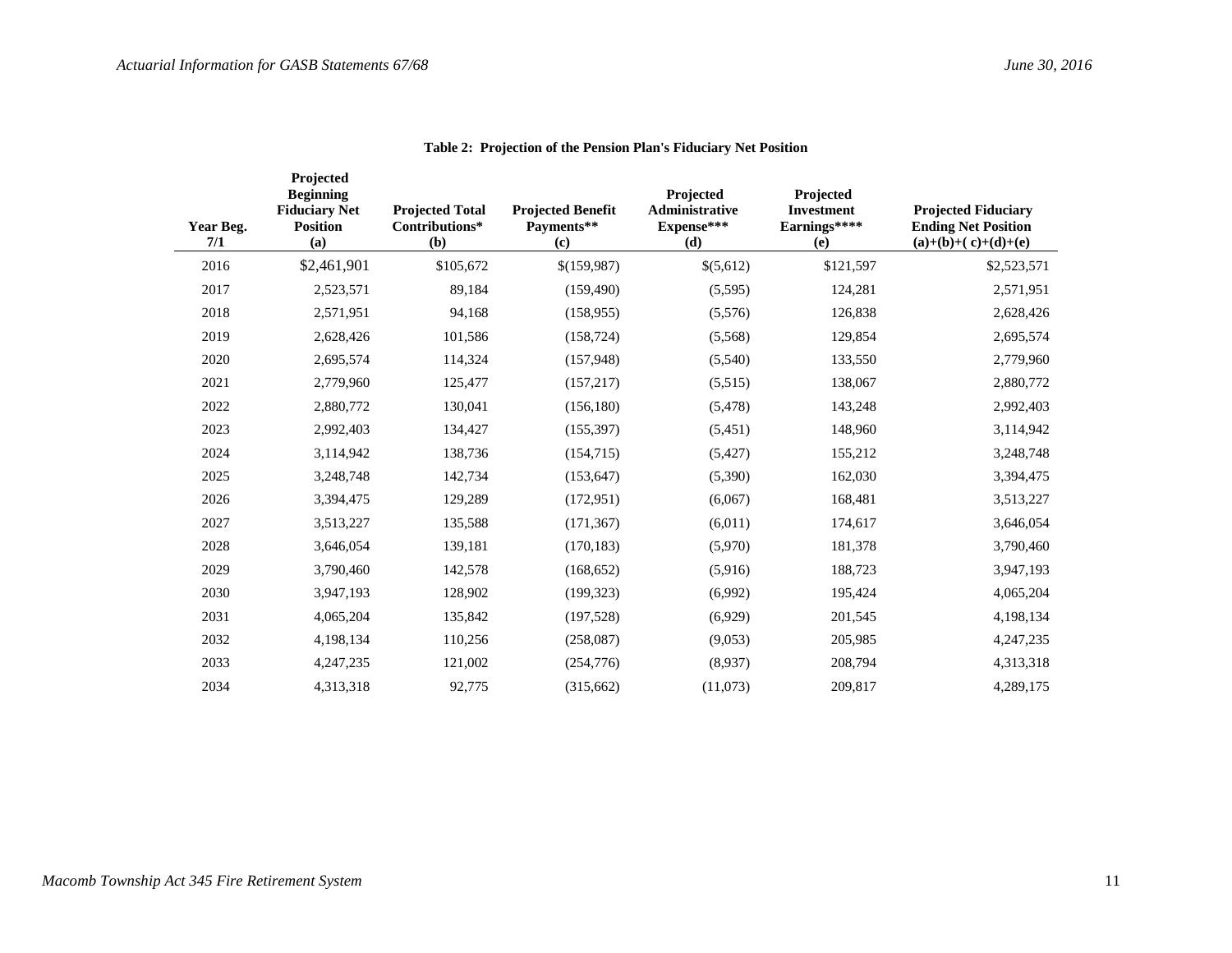**Table 2: Projection of the Pension Plan's Fiduciary Net Position**

| Year Beg. 7/1 | Projected Beginning Fiduciary Net Position (a) | Projected Total Contributions* (b) | Projected Benefit Payments** (c) | Projected Administrative Expense*** (d) | Projected Investment Earnings**** (e) | Projected Fiduciary Ending Net Position (a)+(b)+( c)+(d)+(e) |
|---|---|---|---|---|---|---|
| 2016 | $2,461,901 | $105,672 | $(159,987) | $(5,612) | $121,597 | $2,523,571 |
| 2017 | 2,523,571 | 89,184 | (159,490) | (5,595) | 124,281 | 2,571,951 |
| 2018 | 2,571,951 | 94,168 | (158,955) | (5,576) | 126,838 | 2,628,426 |
| 2019 | 2,628,426 | 101,586 | (158,724) | (5,568) | 129,854 | 2,695,574 |
| 2020 | 2,695,574 | 114,324 | (157,948) | (5,540) | 133,550 | 2,779,960 |
| 2021 | 2,779,960 | 125,477 | (157,217) | (5,515) | 138,067 | 2,880,772 |
| 2022 | 2,880,772 | 130,041 | (156,180) | (5,478) | 143,248 | 2,992,403 |
| 2023 | 2,992,403 | 134,427 | (155,397) | (5,451) | 148,960 | 3,114,942 |
| 2024 | 3,114,942 | 138,736 | (154,715) | (5,427) | 155,212 | 3,248,748 |
| 2025 | 3,248,748 | 142,734 | (153,647) | (5,390) | 162,030 | 3,394,475 |
| 2026 | 3,394,475 | 129,289 | (172,951) | (6,067) | 168,481 | 3,513,227 |
| 2027 | 3,513,227 | 135,588 | (171,367) | (6,011) | 174,617 | 3,646,054 |
| 2028 | 3,646,054 | 139,181 | (170,183) | (5,970) | 181,378 | 3,790,460 |
| 2029 | 3,790,460 | 142,578 | (168,652) | (5,916) | 188,723 | 3,947,193 |
| 2030 | 3,947,193 | 128,902 | (199,323) | (6,992) | 195,424 | 4,065,204 |
| 2031 | 4,065,204 | 135,842 | (197,528) | (6,929) | 201,545 | 4,198,134 |
| 2032 | 4,198,134 | 110,256 | (258,087) | (9,053) | 205,985 | 4,247,235 |
| 2033 | 4,247,235 | 121,002 | (254,776) | (8,937) | 208,794 | 4,313,318 |
| 2034 | 4,313,318 | 92,775 | (315,662) | (11,073) | 209,817 | 4,289,175 |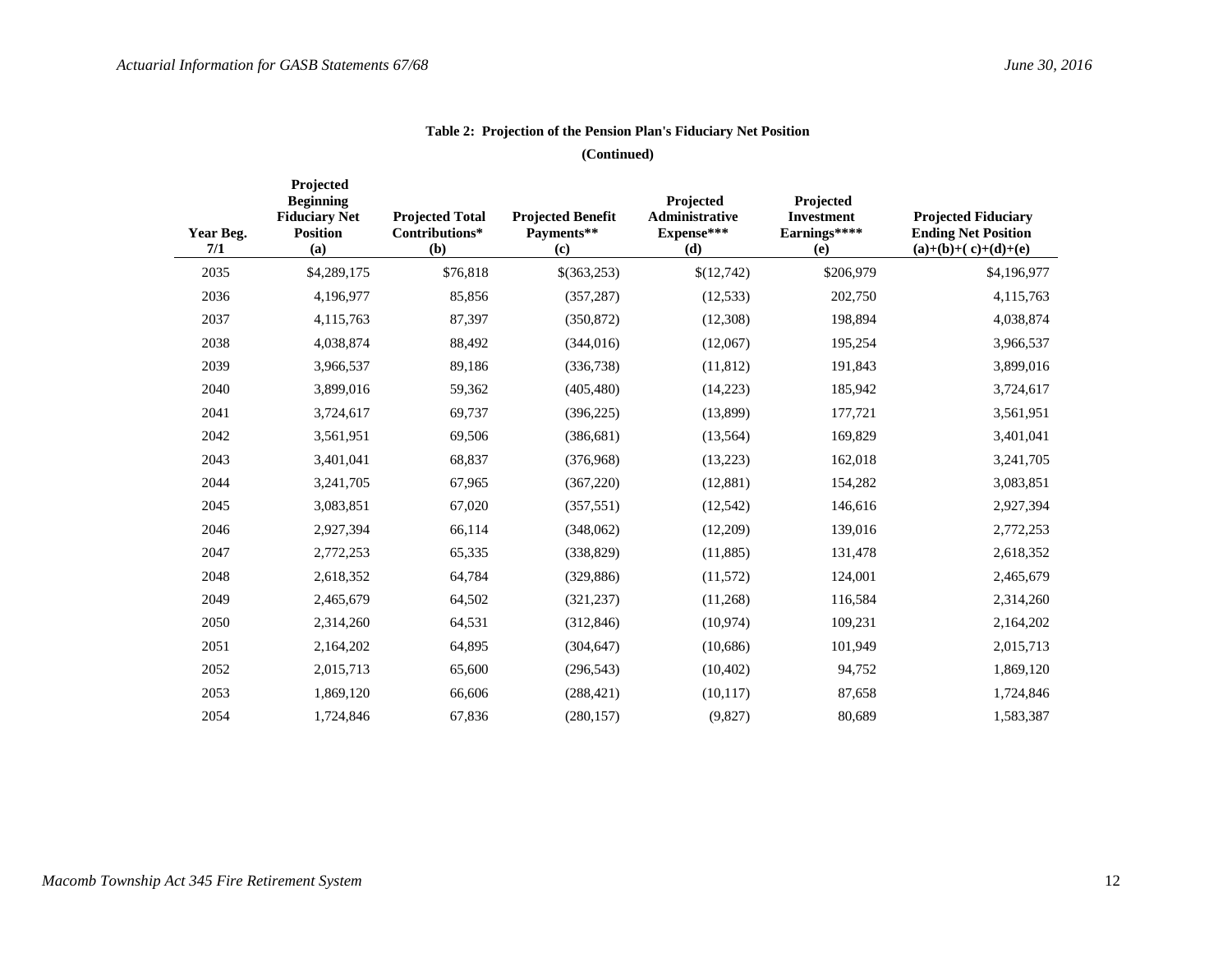**Table 2: Projection of the Pension Plan's Fiduciary Net Position**

**(Continued)**

| Year Beg. 7/1 | Projected Beginning Fiduciary Net Position (a) | Projected Total Contributions* (b) | Projected Benefit Payments** (c) | Projected Administrative Expense*** (d) | Projected Investment Earnings**** (e) | Projected Fiduciary Ending Net Position (a)+(b)+( c)+(d)+(e) |
|---|---|---|---|---|---|---|
| 2035 | $4,289,175 | $76,818 | $(363,253) | $(12,742) | $206,979 | $4,196,977 |
| 2036 | 4,196,977 | 85,856 | (357,287) | (12,533) | 202,750 | 4,115,763 |
| 2037 | 4,115,763 | 87,397 | (350,872) | (12,308) | 198,894 | 4,038,874 |
| 2038 | 4,038,874 | 88,492 | (344,016) | (12,067) | 195,254 | 3,966,537 |
| 2039 | 3,966,537 | 89,186 | (336,738) | (11,812) | 191,843 | 3,899,016 |
| 2040 | 3,899,016 | 59,362 | (405,480) | (14,223) | 185,942 | 3,724,617 |
| 2041 | 3,724,617 | 69,737 | (396,225) | (13,899) | 177,721 | 3,561,951 |
| 2042 | 3,561,951 | 69,506 | (386,681) | (13,564) | 169,829 | 3,401,041 |
| 2043 | 3,401,041 | 68,837 | (376,968) | (13,223) | 162,018 | 3,241,705 |
| 2044 | 3,241,705 | 67,965 | (367,220) | (12,881) | 154,282 | 3,083,851 |
| 2045 | 3,083,851 | 67,020 | (357,551) | (12,542) | 146,616 | 2,927,394 |
| 2046 | 2,927,394 | 66,114 | (348,062) | (12,209) | 139,016 | 2,772,253 |
| 2047 | 2,772,253 | 65,335 | (338,829) | (11,885) | 131,478 | 2,618,352 |
| 2048 | 2,618,352 | 64,784 | (329,886) | (11,572) | 124,001 | 2,465,679 |
| 2049 | 2,465,679 | 64,502 | (321,237) | (11,268) | 116,584 | 2,314,260 |
| 2050 | 2,314,260 | 64,531 | (312,846) | (10,974) | 109,231 | 2,164,202 |
| 2051 | 2,164,202 | 64,895 | (304,647) | (10,686) | 101,949 | 2,015,713 |
| 2052 | 2,015,713 | 65,600 | (296,543) | (10,402) | 94,752 | 1,869,120 |
| 2053 | 1,869,120 | 66,606 | (288,421) | (10,117) | 87,658 | 1,724,846 |
| 2054 | 1,724,846 | 67,836 | (280,157) | (9,827) | 80,689 | 1,583,387 |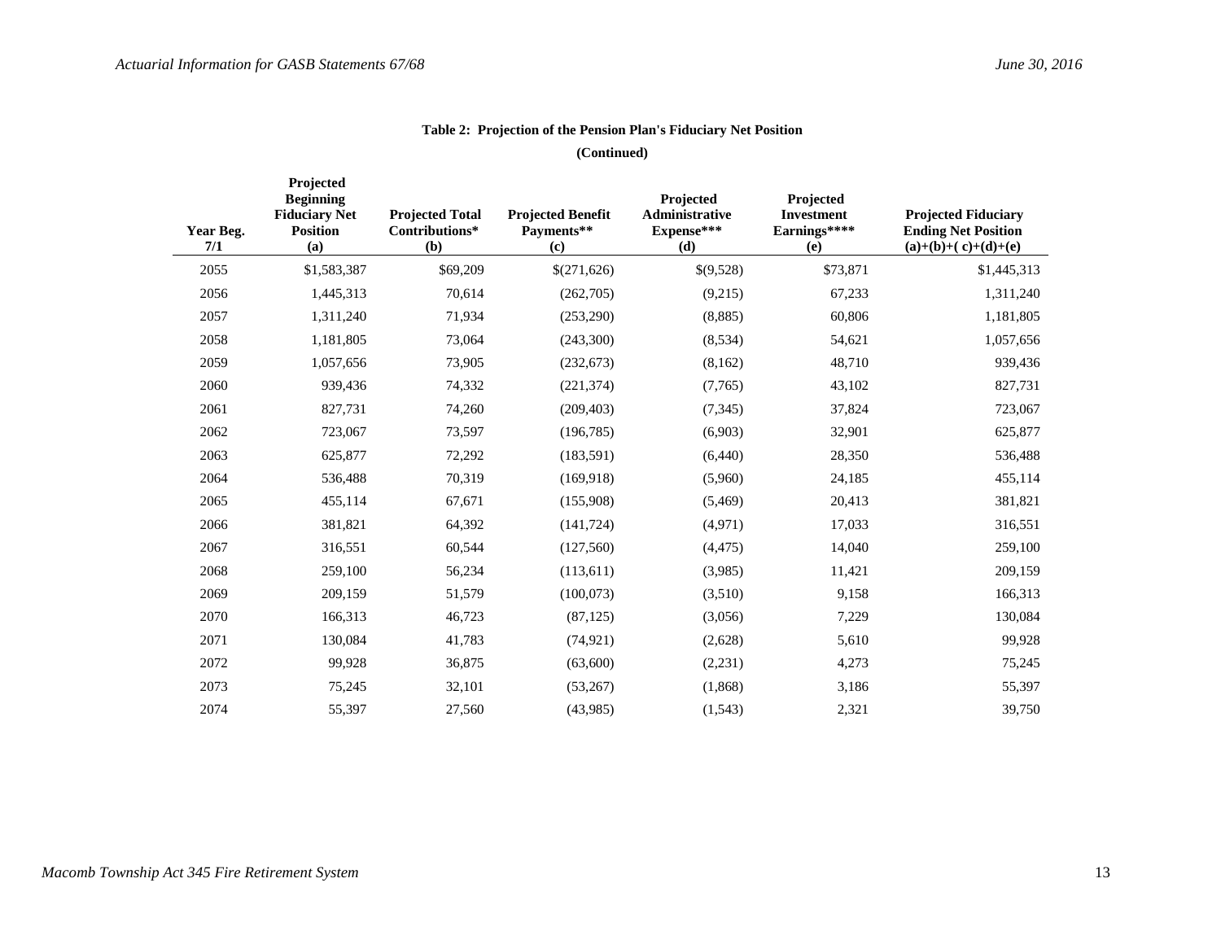**Table 2: Projection of the Pension Plan's Fiduciary Net Position**

**(Continued)**

| Year Beg. 7/1 | Projected Beginning Fiduciary Net Position (a) | Projected Total Contributions* (b) | Projected Benefit Payments** (c) | Projected Administrative Expense*** (d) | Projected Investment Earnings**** (e) | Projected Fiduciary Ending Net Position (a)+(b)+( c)+(d)+(e) |
|---|---|---|---|---|---|---|
| 2055 | $1,583,387 | $69,209 | $(271,626) | $(9,528) | $73,871 | $1,445,313 |
| 2056 | 1,445,313 | 70,614 | (262,705) | (9,215) | 67,233 | 1,311,240 |
| 2057 | 1,311,240 | 71,934 | (253,290) | (8,885) | 60,806 | 1,181,805 |
| 2058 | 1,181,805 | 73,064 | (243,300) | (8,534) | 54,621 | 1,057,656 |
| 2059 | 1,057,656 | 73,905 | (232,673) | (8,162) | 48,710 | 939,436 |
| 2060 | 939,436 | 74,332 | (221,374) | (7,765) | 43,102 | 827,731 |
| 2061 | 827,731 | 74,260 | (209,403) | (7,345) | 37,824 | 723,067 |
| 2062 | 723,067 | 73,597 | (196,785) | (6,903) | 32,901 | 625,877 |
| 2063 | 625,877 | 72,292 | (183,591) | (6,440) | 28,350 | 536,488 |
| 2064 | 536,488 | 70,319 | (169,918) | (5,960) | 24,185 | 455,114 |
| 2065 | 455,114 | 67,671 | (155,908) | (5,469) | 20,413 | 381,821 |
| 2066 | 381,821 | 64,392 | (141,724) | (4,971) | 17,033 | 316,551 |
| 2067 | 316,551 | 60,544 | (127,560) | (4,475) | 14,040 | 259,100 |
| 2068 | 259,100 | 56,234 | (113,611) | (3,985) | 11,421 | 209,159 |
| 2069 | 209,159 | 51,579 | (100,073) | (3,510) | 9,158 | 166,313 |
| 2070 | 166,313 | 46,723 | (87,125) | (3,056) | 7,229 | 130,084 |
| 2071 | 130,084 | 41,783 | (74,921) | (2,628) | 5,610 | 99,928 |
| 2072 | 99,928 | 36,875 | (63,600) | (2,231) | 4,273 | 75,245 |
| 2073 | 75,245 | 32,101 | (53,267) | (1,868) | 3,186 | 55,397 |
| 2074 | 55,397 | 27,560 | (43,985) | (1,543) | 2,321 | 39,750 |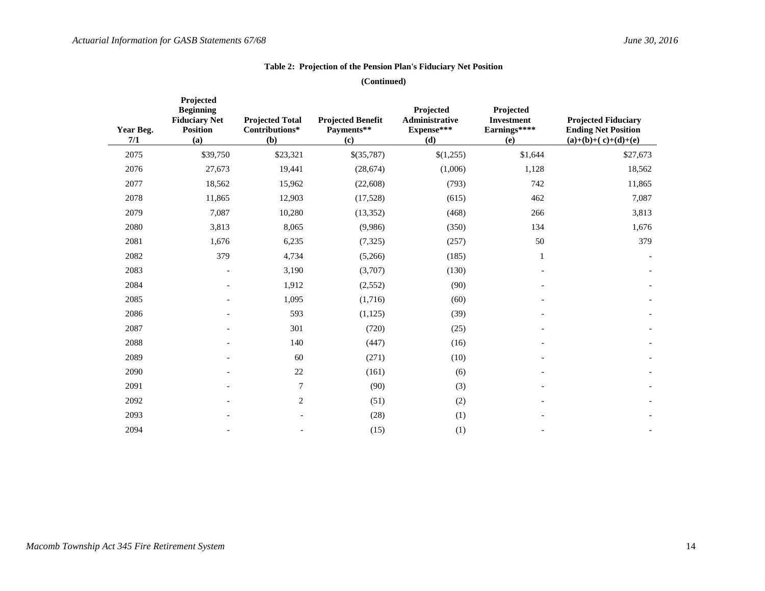**Table 2: Projection of the Pension Plan's Fiduciary Net Position**

**(Continued)**

| Year Beg. 7/1 | Projected Beginning Fiduciary Net Position (a) | Projected Total Contributions* (b) | Projected Benefit Payments** (c) | Projected Administrative Expense*** (d) | Projected Investment Earnings**** (e) | Projected Fiduciary Ending Net Position (a)+(b)+( c)+(d)+(e) |
|---|---|---|---|---|---|---|
| 2075 | $39,750 | $23,321 | $(35,787) | $(1,255) | $1,644 | $27,673 |
| 2076 | 27,673 | 19,441 | (28,674) | (1,006) | 1,128 | 18,562 |
| 2077 | 18,562 | 15,962 | (22,608) | (793) | 742 | 11,865 |
| 2078 | 11,865 | 12,903 | (17,528) | (615) | 462 | 7,087 |
| 2079 | 7,087 | 10,280 | (13,352) | (468) | 266 | 3,813 |
| 2080 | 3,813 | 8,065 | (9,986) | (350) | 134 | 1,676 |
| 2081 | 1,676 | 6,235 | (7,325) | (257) | 50 | 379 |
| 2082 | 379 | 4,734 | (5,266) | (185) | 1 | - |
| 2083 | - | 3,190 | (3,707) | (130) | - | - |
| 2084 | - | 1,912 | (2,552) | (90) | - | - |
| 2085 | - | 1,095 | (1,716) | (60) | - | - |
| 2086 | - | 593 | (1,125) | (39) | - | - |
| 2087 | - | 301 | (720) | (25) | - | - |
| 2088 | - | 140 | (447) | (16) | - | - |
| 2089 | - | 60 | (271) | (10) | - | - |
| 2090 | - | 22 | (161) | (6) | - | - |
| 2091 | - | 7 | (90) | (3) | - | - |
| 2092 | - | 2 | (51) | (2) | - | - |
| 2093 | - | - | (28) | (1) | - | - |
| 2094 | - | - | (15) | (1) | - | - |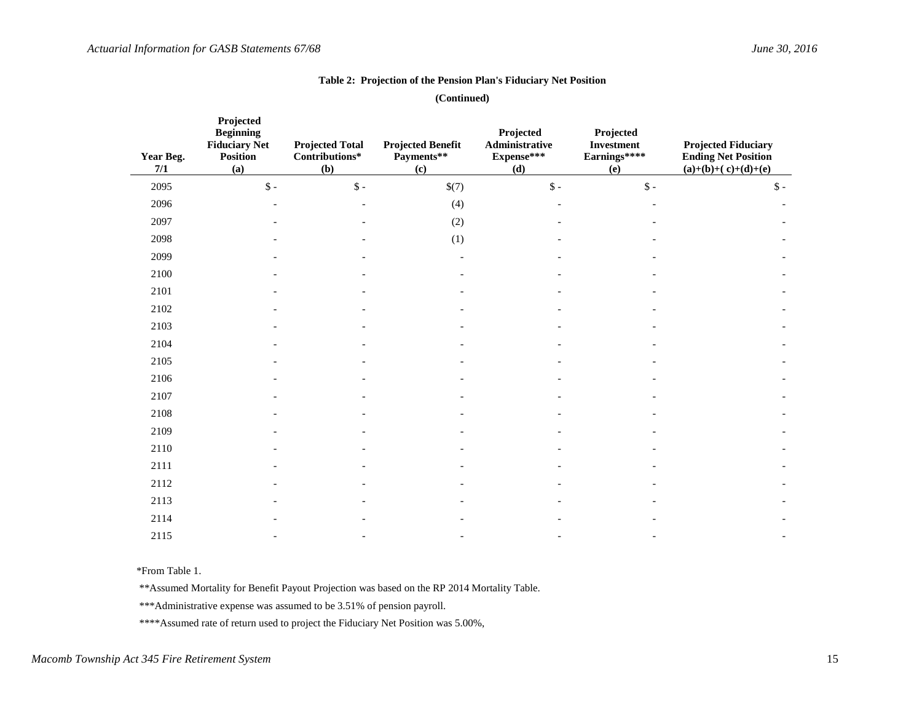**Table 2: Projection of the Pension Plan's Fiduciary Net Position**

**(Continued)**

| Year Beg. 7/1 | Projected Beginning Fiduciary Net Position (a) | Projected Total Contributions* (b) | Projected Benefit Payments** (c) | Projected Administrative Expense*** (d) | Projected Investment Earnings**** (e) | Projected Fiduciary Ending Net Position (a)+(b)+( c)+(d)+(e) |
|---|---|---|---|---|---|---|
| 2095 | $ - | $ - | $(7) | $ - | $ - | $ - |
| 2096 | - | - | (4) | - | - | - |
| 2097 | - | - | (2) | - | - | - |
| 2098 | - | - | (1) | - | - | - |
| 2099 | - | - | - | - | - | - |
| 2100 | - | - | - | - | - | - |
| 2101 | - | - | - | - | - | - |
| 2102 | - | - | - | - | - | - |
| 2103 | - | - | - | - | - | - |
| 2104 | - | - | - | - | - | - |
| 2105 | - | - | - | - | - | - |
| 2106 | - | - | - | - | - | - |
| 2107 | - | - | - | - | - | - |
| 2108 | - | - | - | - | - | - |
| 2109 | - | - | - | - | - | - |
| 2110 | - | - | - | - | - | - |
| 2111 | - | - | - | - | - | - |
| 2112 | - | - | - | - | - | - |
| 2113 | - | - | - | - | - | - |
| 2114 | - | - | - | - | - | - |
| 2115 | - | - | - | - | - | - |

*From Table 1.

**Assumed Mortality for Benefit Payout Projection was based on the RP 2014 Mortality Table.

***Administrative expense was assumed to be 3.51% of pension payroll.

****Assumed rate of return used to project the Fiduciary Net Position was 5.00%,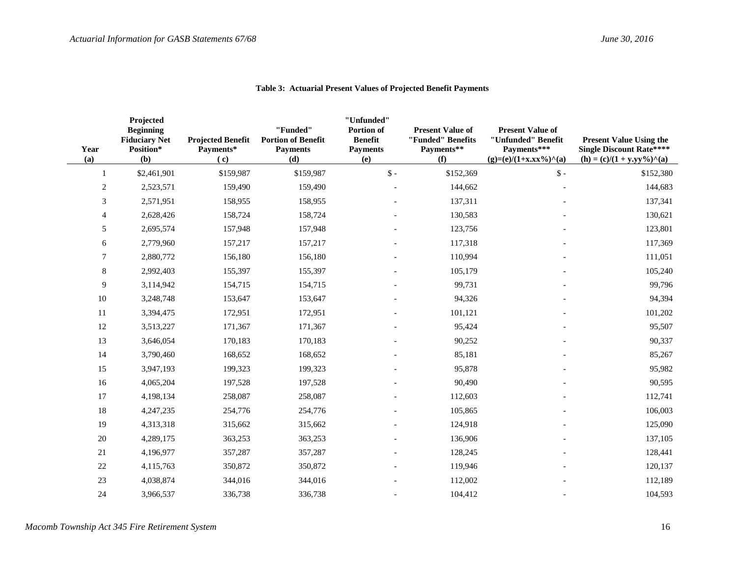**Table 3: Actuarial Present Values of Projected Benefit Payments**

| Year (a) | Projected Beginning Fiduciary Net Position* (b) | Projected Benefit Payments* ( c) | "Funded" Portion of Benefit Payments (d) | "Unfunded" Portion of Benefit Payments (e) | Present Value of "Funded" Benefits Payments** (f) | Present Value of "Unfunded" Benefit Payments*** (g)=(e)/(1+x.xx%)^(a) | Present Value Using the Single Discount Rate**** (h) = (c)/(1 + y.yy%)^(a) |
|---|---|---|---|---|---|---|---|
| 1 | $2,461,901 | $159,987 | $159,987 | $ - | $152,369 | $ - | $152,380 |
| 2 | 2,523,571 | 159,490 | 159,490 | - | 144,662 | - | 144,683 |
| 3 | 2,571,951 | 158,955 | 158,955 | - | 137,311 | - | 137,341 |
| 4 | 2,628,426 | 158,724 | 158,724 | - | 130,583 | - | 130,621 |
| 5 | 2,695,574 | 157,948 | 157,948 | - | 123,756 | - | 123,801 |
| 6 | 2,779,960 | 157,217 | 157,217 | - | 117,318 | - | 117,369 |
| 7 | 2,880,772 | 156,180 | 156,180 | - | 110,994 | - | 111,051 |
| 8 | 2,992,403 | 155,397 | 155,397 | - | 105,179 | - | 105,240 |
| 9 | 3,114,942 | 154,715 | 154,715 | - | 99,731 | - | 99,796 |
| 10 | 3,248,748 | 153,647 | 153,647 | - | 94,326 | - | 94,394 |
| 11 | 3,394,475 | 172,951 | 172,951 | - | 101,121 | - | 101,202 |
| 12 | 3,513,227 | 171,367 | 171,367 | - | 95,424 | - | 95,507 |
| 13 | 3,646,054 | 170,183 | 170,183 | - | 90,252 | - | 90,337 |
| 14 | 3,790,460 | 168,652 | 168,652 | - | 85,181 | - | 85,267 |
| 15 | 3,947,193 | 199,323 | 199,323 | - | 95,878 | - | 95,982 |
| 16 | 4,065,204 | 197,528 | 197,528 | - | 90,490 | - | 90,595 |
| 17 | 4,198,134 | 258,087 | 258,087 | - | 112,603 | - | 112,741 |
| 18 | 4,247,235 | 254,776 | 254,776 | - | 105,865 | - | 106,003 |
| 19 | 4,313,318 | 315,662 | 315,662 | - | 124,918 | - | 125,090 |
| 20 | 4,289,175 | 363,253 | 363,253 | - | 136,906 | - | 137,105 |
| 21 | 4,196,977 | 357,287 | 357,287 | - | 128,245 | - | 128,441 |
| 22 | 4,115,763 | 350,872 | 350,872 | - | 119,946 | - | 120,137 |
| 23 | 4,038,874 | 344,016 | 344,016 | - | 112,002 | - | 112,189 |
| 24 | 3,966,537 | 336,738 | 336,738 | - | 104,412 | - | 104,593 |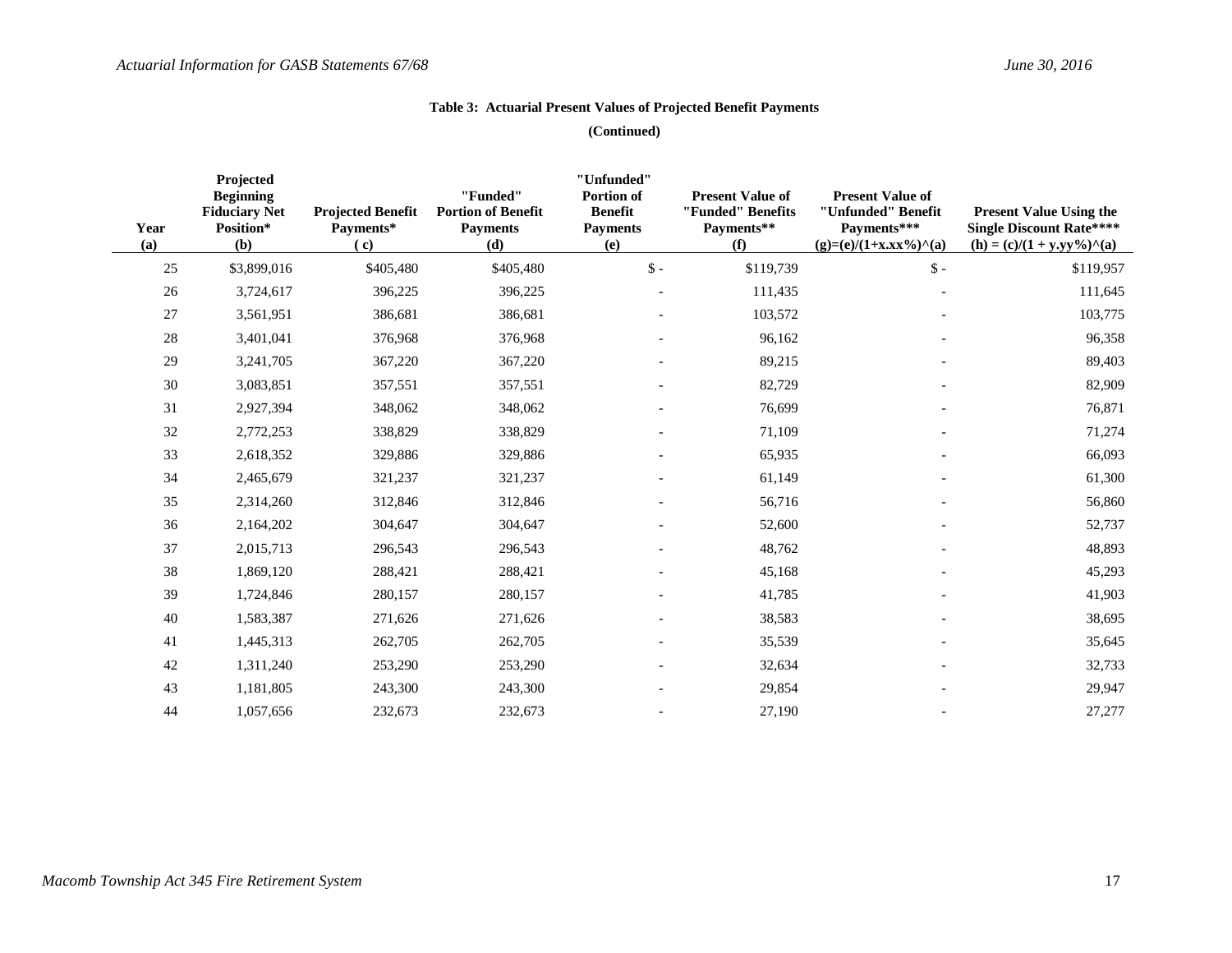**Table 3: Actuarial Present Values of Projected Benefit Payments**

**(Continued)**

| Year (a) | Projected Beginning Fiduciary Net Position* (b) | Projected Benefit Payments* ( c) | "Funded" Portion of Benefit Payments (d) | "Unfunded" Portion of Benefit Payments (e) | Present Value of "Funded" Benefits Payments** (f) | Present Value of "Unfunded" Benefit Payments*** (g)=(e)/(1+x.xx%)^(a) | Present Value Using the Single Discount Rate**** (h) = (c)/(1 + y.yy%)^(a) |
|---|---|---|---|---|---|---|---|
| 25 | $3,899,016 | $405,480 | $405,480 | $ - | $119,739 | $ - | $119,957 |
| 26 | 3,724,617 | 396,225 | 396,225 | - | 111,435 | - | 111,645 |
| 27 | 3,561,951 | 386,681 | 386,681 | - | 103,572 | - | 103,775 |
| 28 | 3,401,041 | 376,968 | 376,968 | - | 96,162 | - | 96,358 |
| 29 | 3,241,705 | 367,220 | 367,220 | - | 89,215 | - | 89,403 |
| 30 | 3,083,851 | 357,551 | 357,551 | - | 82,729 | - | 82,909 |
| 31 | 2,927,394 | 348,062 | 348,062 | - | 76,699 | - | 76,871 |
| 32 | 2,772,253 | 338,829 | 338,829 | - | 71,109 | - | 71,274 |
| 33 | 2,618,352 | 329,886 | 329,886 | - | 65,935 | - | 66,093 |
| 34 | 2,465,679 | 321,237 | 321,237 | - | 61,149 | - | 61,300 |
| 35 | 2,314,260 | 312,846 | 312,846 | - | 56,716 | - | 56,860 |
| 36 | 2,164,202 | 304,647 | 304,647 | - | 52,600 | - | 52,737 |
| 37 | 2,015,713 | 296,543 | 296,543 | - | 48,762 | - | 48,893 |
| 38 | 1,869,120 | 288,421 | 288,421 | - | 45,168 | - | 45,293 |
| 39 | 1,724,846 | 280,157 | 280,157 | - | 41,785 | - | 41,903 |
| 40 | 1,583,387 | 271,626 | 271,626 | - | 38,583 | - | 38,695 |
| 41 | 1,445,313 | 262,705 | 262,705 | - | 35,539 | - | 35,645 |
| 42 | 1,311,240 | 253,290 | 253,290 | - | 32,634 | - | 32,733 |
| 43 | 1,181,805 | 243,300 | 243,300 | - | 29,854 | - | 29,947 |
| 44 | 1,057,656 | 232,673 | 232,673 | - | 27,190 | - | 27,277 |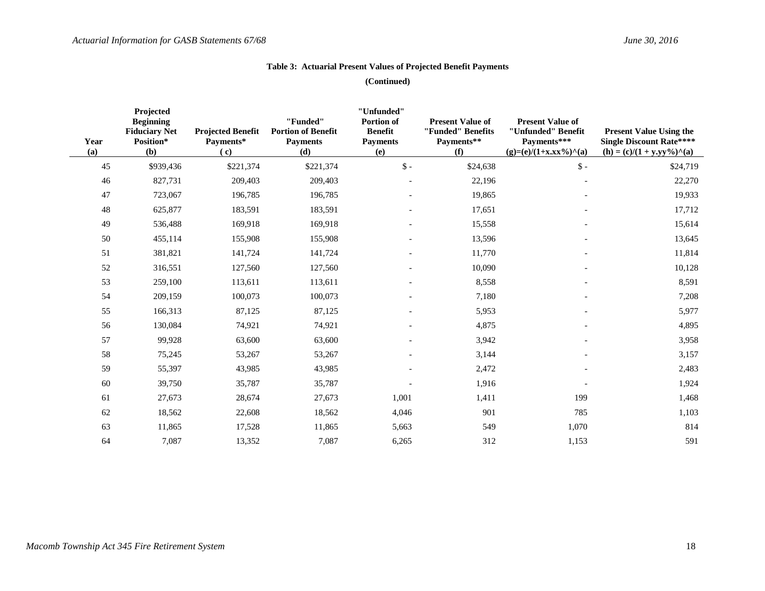**Table 3: Actuarial Present Values of Projected Benefit Payments**

**(Continued)**

| Year (a) | Projected Beginning Fiduciary Net Position* (b) | Projected Benefit Payments* ( c) | "Funded" Portion of Benefit Payments (d) | "Unfunded" Portion of Benefit Payments (e) | Present Value of "Funded" Benefits Payments** (f) | Present Value of "Unfunded" Benefit Payments*** (g)=(e)/(1+x.xx%)^(a) | Present Value Using the Single Discount Rate**** (h) = (c)/(1 + y.yy%)^(a) |
|---|---|---|---|---|---|---|---|
| 45 | $939,436 | $221,374 | $221,374 | $ - | $24,638 | $ - | $24,719 |
| 46 | 827,731 | 209,403 | 209,403 | - | 22,196 | - | 22,270 |
| 47 | 723,067 | 196,785 | 196,785 | - | 19,865 | - | 19,933 |
| 48 | 625,877 | 183,591 | 183,591 | - | 17,651 | - | 17,712 |
| 49 | 536,488 | 169,918 | 169,918 | - | 15,558 | - | 15,614 |
| 50 | 455,114 | 155,908 | 155,908 | - | 13,596 | - | 13,645 |
| 51 | 381,821 | 141,724 | 141,724 | - | 11,770 | - | 11,814 |
| 52 | 316,551 | 127,560 | 127,560 | - | 10,090 | - | 10,128 |
| 53 | 259,100 | 113,611 | 113,611 | - | 8,558 | - | 8,591 |
| 54 | 209,159 | 100,073 | 100,073 | - | 7,180 | - | 7,208 |
| 55 | 166,313 | 87,125 | 87,125 | - | 5,953 | - | 5,977 |
| 56 | 130,084 | 74,921 | 74,921 | - | 4,875 | - | 4,895 |
| 57 | 99,928 | 63,600 | 63,600 | - | 3,942 | - | 3,958 |
| 58 | 75,245 | 53,267 | 53,267 | - | 3,144 | - | 3,157 |
| 59 | 55,397 | 43,985 | 43,985 | - | 2,472 | - | 2,483 |
| 60 | 39,750 | 35,787 | 35,787 | - | 1,916 | - | 1,924 |
| 61 | 27,673 | 28,674 | 27,673 | 1,001 | 1,411 | 199 | 1,468 |
| 62 | 18,562 | 22,608 | 18,562 | 4,046 | 901 | 785 | 1,103 |
| 63 | 11,865 | 17,528 | 11,865 | 5,663 | 549 | 1,070 | 814 |
| 64 | 7,087 | 13,352 | 7,087 | 6,265 | 312 | 1,153 | 591 |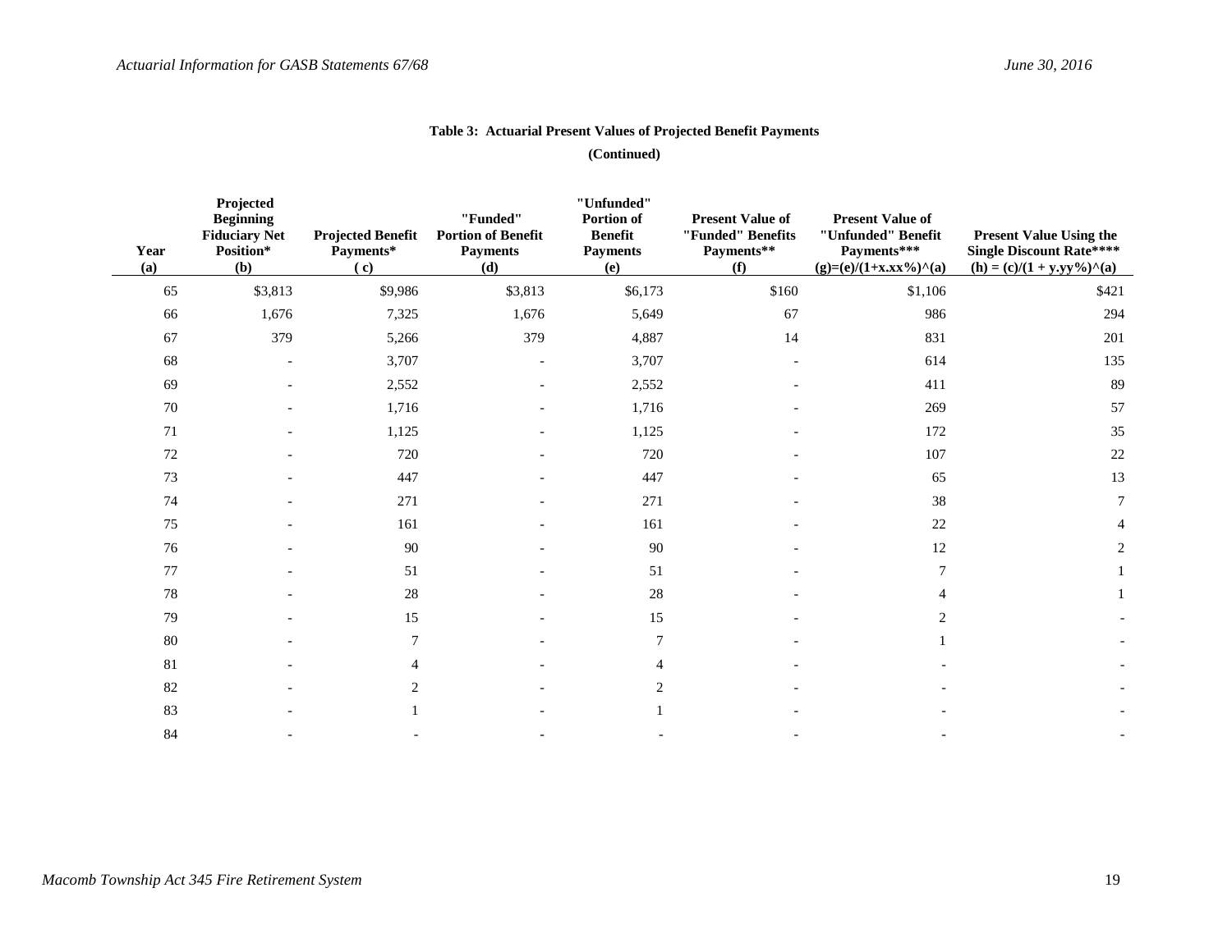**Table 3: Actuarial Present Values of Projected Benefit Payments**

**(Continued)**

| Year (a) | Projected Beginning Fiduciary Net Position* (b) | Projected Benefit Payments* ( c) | "Funded" Portion of Benefit Payments (d) | "Unfunded" Portion of Benefit Payments (e) | Present Value of "Funded" Benefits Payments** (f) | Present Value of "Unfunded" Benefit Payments*** (g)=(e)/(1+x.xx%)^(a) | Present Value Using the Single Discount Rate**** (h) = (c)/(1 + y.yy%)^(a) |
|---|---|---|---|---|---|---|---|
| 65 | $3,813 | $9,986 | $3,813 | $6,173 | $160 | $1,106 | $421 |
| 66 | 1,676 | 7,325 | 1,676 | 5,649 | 67 | 986 | 294 |
| 67 | 379 | 5,266 | 379 | 4,887 | 14 | 831 | 201 |
| 68 | - | 3,707 | - | 3,707 | - | 614 | 135 |
| 69 | - | 2,552 | - | 2,552 | - | 411 | 89 |
| 70 | - | 1,716 | - | 1,716 | - | 269 | 57 |
| 71 | - | 1,125 | - | 1,125 | - | 172 | 35 |
| 72 | - | 720 | - | 720 | - | 107 | 22 |
| 73 | - | 447 | - | 447 | - | 65 | 13 |
| 74 | - | 271 | - | 271 | - | 38 | 7 |
| 75 | - | 161 | - | 161 | - | 22 | 4 |
| 76 | - | 90 | - | 90 | - | 12 | 2 |
| 77 | - | 51 | - | 51 | - | 7 | 1 |
| 78 | - | 28 | - | 28 | - | 4 | 1 |
| 79 | - | 15 | - | 15 | - | 2 | - |
| 80 | - | 7 | - | 7 | - | 1 | - |
| 81 | - | 4 | - | 4 | - | - | - |
| 82 | - | 2 | - | 2 | - | - | - |
| 83 | - | 1 | - | 1 | - | - | - |
| 84 | - | - | - | - | - | - | - |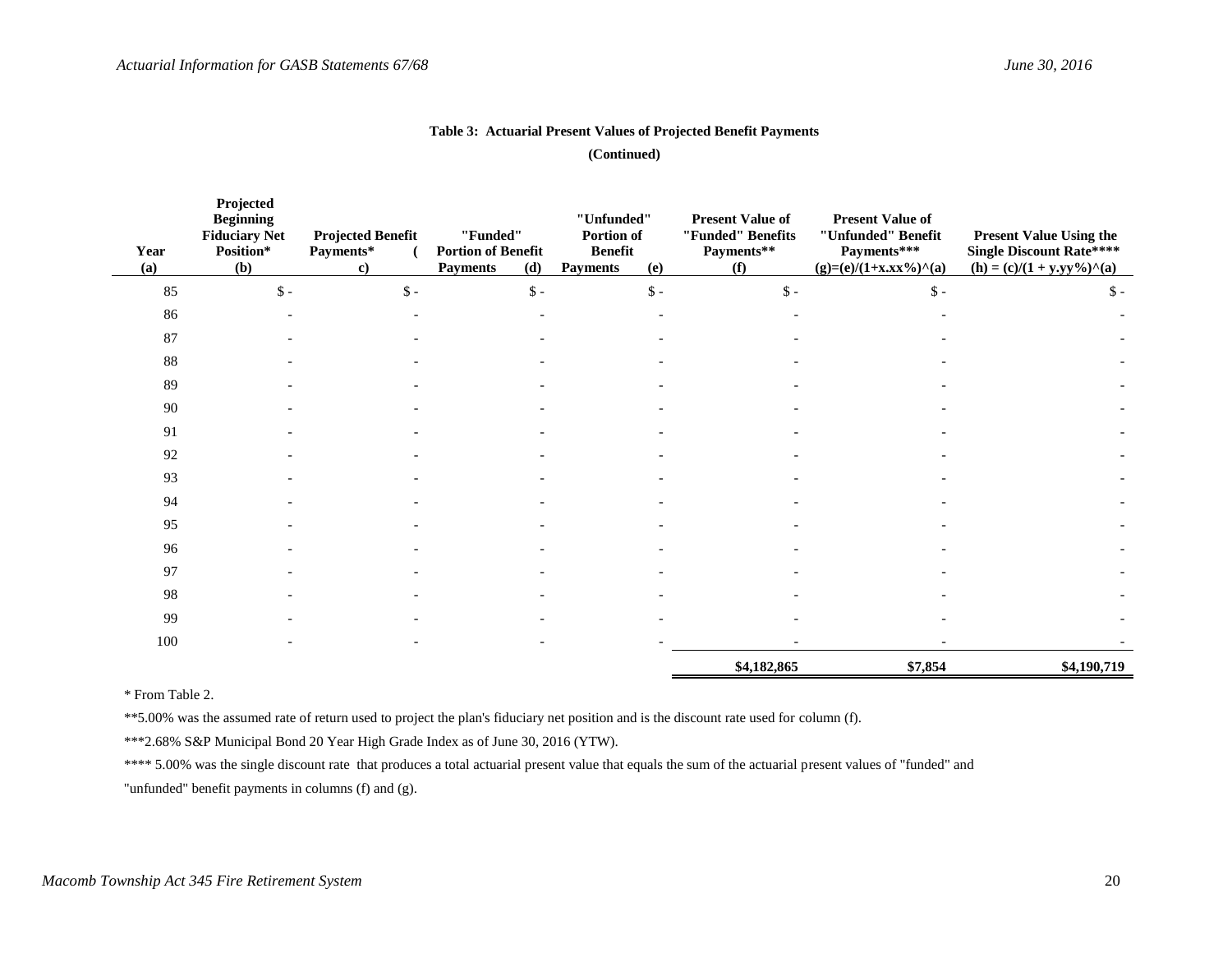### Table 3: Actuarial Present Values of Projected Benefit Payments

**(Continued)**

| Year (a) | Projected Beginning Fiduciary Net Position* (b) | Projected Benefit Payments* (c) | "Funded" Portion of Benefit Payments (d) | "Unfunded" Portion of Benefit Payments (e) | Present Value of "Funded" Benefits Payments** (f) | Present Value of "Unfunded" Benefit Payments*** (g)=(e)/(1+x.xx%)^(a) | Present Value Using the Single Discount Rate**** (h) = (c)/(1 + y.yy%)^(a) |
|---|---|---|---|---|---|---|---|
| 85 | $ - | $ - | $ - | $ - | $ - | $ - | $ - |
| 86 | - | - | - | - | - | - | - |
| 87 | - | - | - | - | - | - | - |
| 88 | - | - | - | - | - | - | - |
| 89 | - | - | - | - | - | - | - |
| 90 | - | - | - | - | - | - | - |
| 91 | - | - | - | - | - | - | - |
| 92 | - | - | - | - | - | - | - |
| 93 | - | - | - | - | - | - | - |
| 94 | - | - | - | - | - | - | - |
| 95 | - | - | - | - | - | - | - |
| 96 | - | - | - | - | - | - | - |
| 97 | - | - | - | - | - | - | - |
| 98 | - | - | - | - | - | - | - |
| 99 | - | - | - | - | - | - | - |
| 100 | - | - | - | - | - | - | - |
| | | | | | **$4,182,865** | **$7,854** | **$4,190,719** |

* From Table 2.

**5.00% was the assumed rate of return used to project the plan's fiduciary net position and is the discount rate used for column (f).

***2.68% S&P Municipal Bond 20 Year High Grade Index as of June 30, 2016 (YTW).

**** 5.00% was the single discount rate that produces a total actuarial present value that equals the sum of the actuarial present values of "funded" and "unfunded" benefit payments in columns (f) and (g).